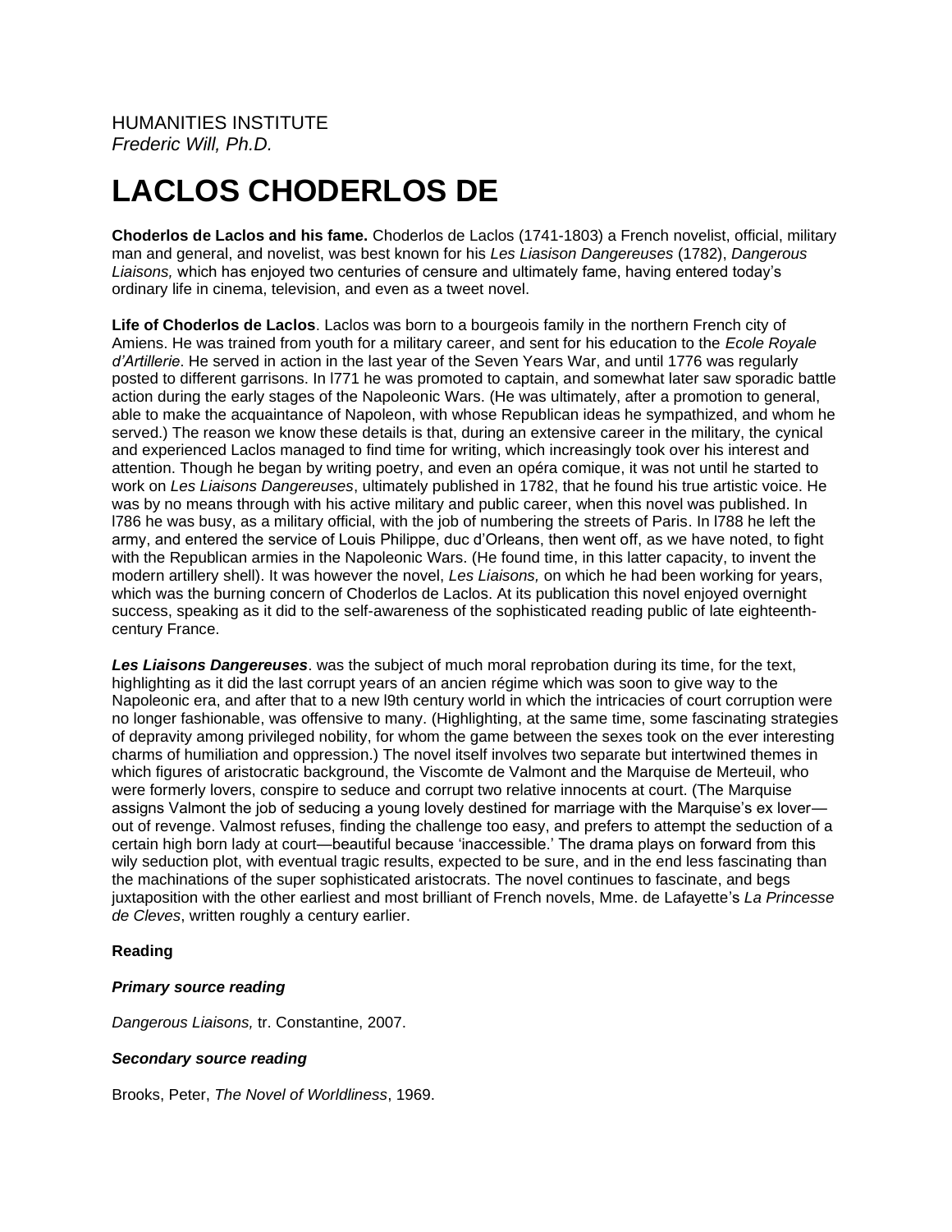HUMANITIES INSTITUTE
*Frederic Will, Ph.D.*

# LACLOS CHODERLOS DE

**Choderlos de Laclos and his fame.** Choderlos de Laclos (1741-1803) a French novelist, official, military man and general, and novelist, was best known for his *Les Liasison Dangereuses* (1782), *Dangerous Liaisons,* which has enjoyed two centuries of censure and ultimately fame, having entered today's ordinary life in cinema, television, and even as a tweet novel.

**Life of Choderlos de Laclos**. Laclos was born to a bourgeois family in the northern French city of Amiens. He was trained from youth for a military career, and sent for his education to the *Ecole Royale d'Artillerie*. He served in action in the last year of the Seven Years War, and until 1776 was regularly posted to different garrisons. In l771 he was promoted to captain, and somewhat later saw sporadic battle action during the early stages of the Napoleonic Wars. (He was ultimately, after a promotion to general, able to make the acquaintance of Napoleon, with whose Republican ideas he sympathized, and whom he served.) The reason we know these details is that, during an extensive career in the military, the cynical and experienced Laclos managed to find time for writing, which increasingly took over his interest and attention. Though he began by writing poetry, and even an opéra comique, it was not until he started to work on *Les Liaisons Dangereuses*, ultimately published in 1782, that he found his true artistic voice. He was by no means through with his active military and public career, when this novel was published. In l786 he was busy, as a military official, with the job of numbering the streets of Paris. In l788 he left the army, and entered the service of Louis Philippe, duc d'Orleans, then went off, as we have noted, to fight with the Republican armies in the Napoleonic Wars. (He found time, in this latter capacity, to invent the modern artillery shell). It was however the novel, *Les Liaisons,* on which he had been working for years, which was the burning concern of Choderlos de Laclos. At its publication this novel enjoyed overnight success, speaking as it did to the self-awareness of the sophisticated reading public of late eighteenth-century France.

***Les Liaisons Dangereuses***. was the subject of much moral reprobation during its time, for the text, highlighting as it did the last corrupt years of an ancien régime which was soon to give way to the Napoleonic era, and after that to a new l9th century world in which the intricacies of court corruption were no longer fashionable, was offensive to many. (Highlighting, at the same time, some fascinating strategies of depravity among privileged nobility, for whom the game between the sexes took on the ever interesting charms of humiliation and oppression.) The novel itself involves two separate but intertwined themes in which figures of aristocratic background, the Viscomte de Valmont and the Marquise de Merteuil, who were formerly lovers, conspire to seduce and corrupt two relative innocents at court. (The Marquise assigns Valmont the job of seducing a young lovely destined for marriage with the Marquise's ex lover—out of revenge. Valmost refuses, finding the challenge too easy, and prefers to attempt the seduction of a certain high born lady at court—beautiful because 'inaccessible.' The drama plays on forward from this wily seduction plot, with eventual tragic results, expected to be sure, and in the end less fascinating than the machinations of the super sophisticated aristocrats. The novel continues to fascinate, and begs juxtaposition with the other earliest and most brilliant of French novels, Mme. de Lafayette's *La Princesse de Cleves*, written roughly a century earlier.

**Reading**

***Primary source reading***

*Dangerous Liaisons,* tr. Constantine, 2007.

***Secondary source reading***

Brooks, Peter, *The Novel of Worldliness*, 1969.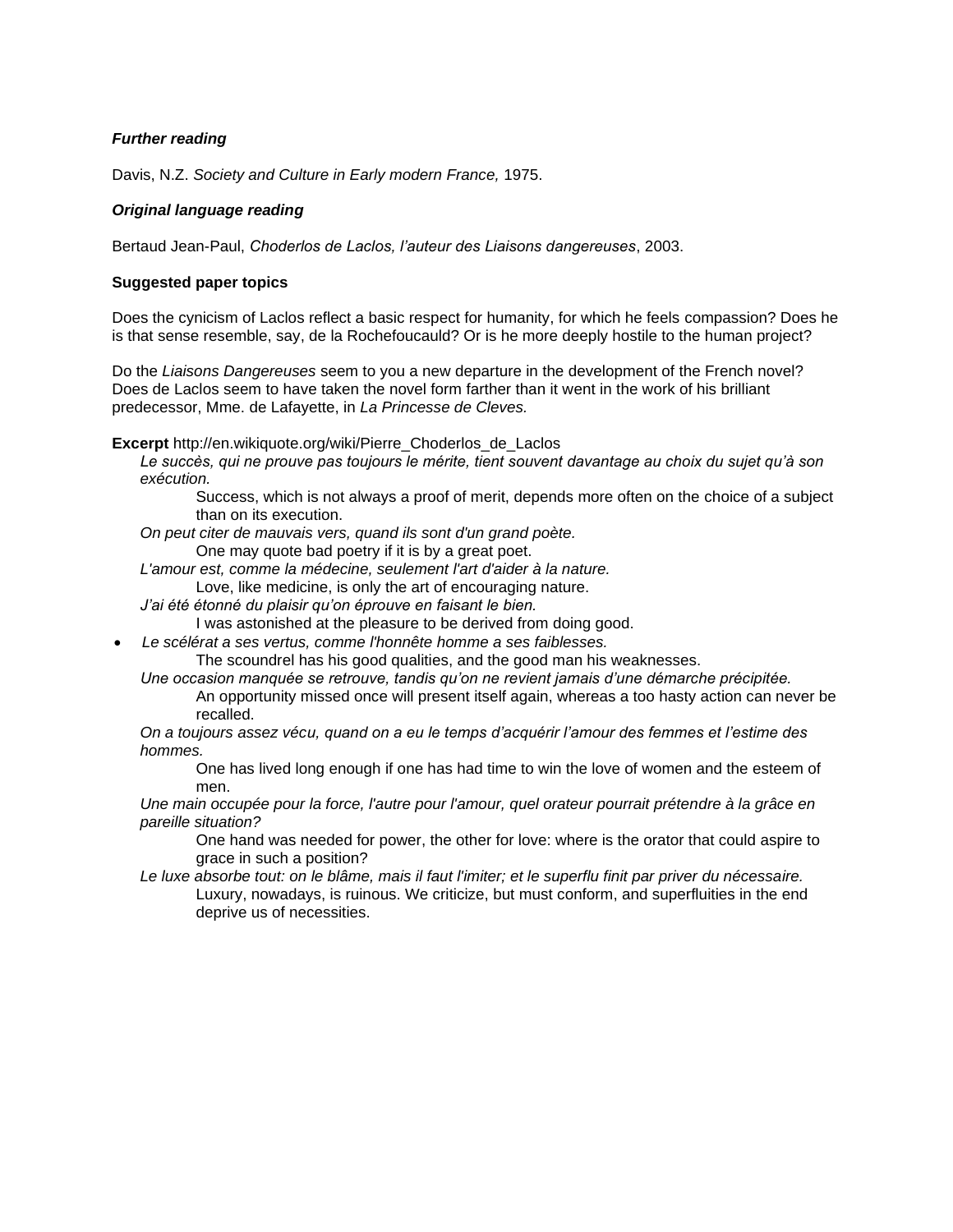***Further reading***

Davis, N.Z. *Society and Culture in Early modern France,* 1975.

***Original language reading***

Bertaud Jean-Paul, *Choderlos de Laclos, l'auteur des Liaisons dangereuses*, 2003.

**Suggested paper topics**

Does the cynicism of Laclos reflect a basic respect for humanity, for which he feels compassion? Does he is that sense resemble, say, de la Rochefoucauld? Or is he more deeply hostile to the human project?

Do the *Liaisons Dangereuses* seem to you a new departure in the development of the French novel? Does de Laclos seem to have taken the novel form farther than it went in the work of his brilliant predecessor, Mme. de Lafayette, in *La Princesse de Cleves.*

**Excerpt** http://en.wikiquote.org/wiki/Pierre_Choderlos_de_Laclos

*Le succès, qui ne prouve pas toujours le mérite, tient souvent davantage au choix du sujet qu'à son exécution.*

> Success, which is not always a proof of merit, depends more often on the choice of a subject than on its execution.

*On peut citer de mauvais vers, quand ils sont d'un grand poète.*

> One may quote bad poetry if it is by a great poet.

*L'amour est, comme la médecine, seulement l'art d'aider à la nature.*

> Love, like medicine, is only the art of encouraging nature.

*J'ai été étonné du plaisir qu'on éprouve en faisant le bien.*

> I was astonished at the pleasure to be derived from doing good.

- *Le scélérat a ses vertus, comme l'honnête homme a ses faiblesses.*

> The scoundrel has his good qualities, and the good man his weaknesses.

*Une occasion manquée se retrouve, tandis qu'on ne revient jamais d'une démarche précipitée.*

> An opportunity missed once will present itself again, whereas a too hasty action can never be recalled.

*On a toujours assez vécu, quand on a eu le temps d'acquérir l'amour des femmes et l'estime des hommes.*

> One has lived long enough if one has had time to win the love of women and the esteem of men.

*Une main occupée pour la force, l'autre pour l'amour, quel orateur pourrait prétendre à la grâce en pareille situation?*

> One hand was needed for power, the other for love: where is the orator that could aspire to grace in such a position?

*Le luxe absorbe tout: on le blâme, mais il faut l'imiter; et le superflu finit par priver du nécessaire.*

> Luxury, nowadays, is ruinous. We criticize, but must conform, and superfluities in the end deprive us of necessities.